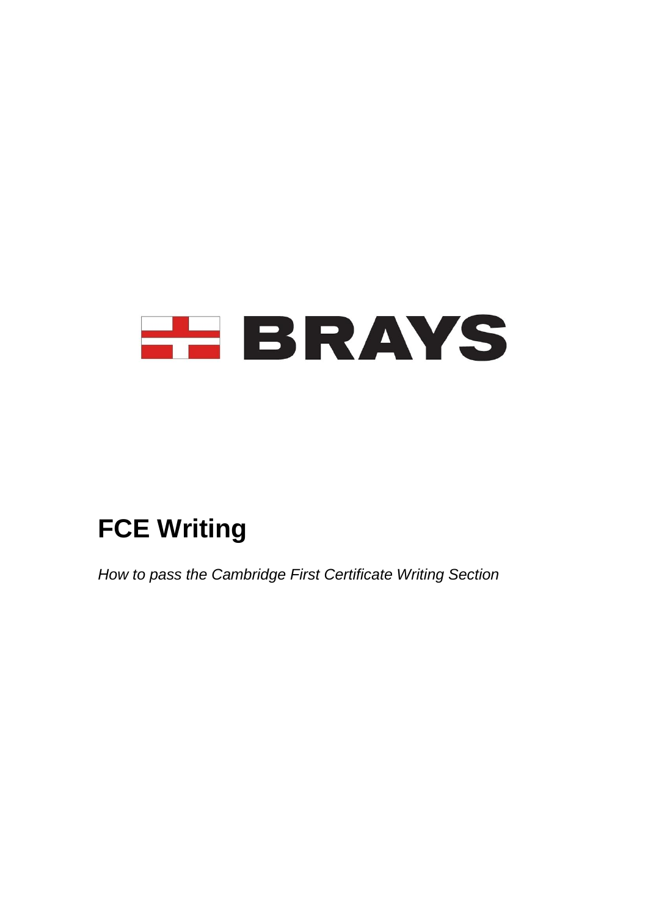BRAYS

# FCE Writing

*How to pass the Cambridge First Certificate Writing Section*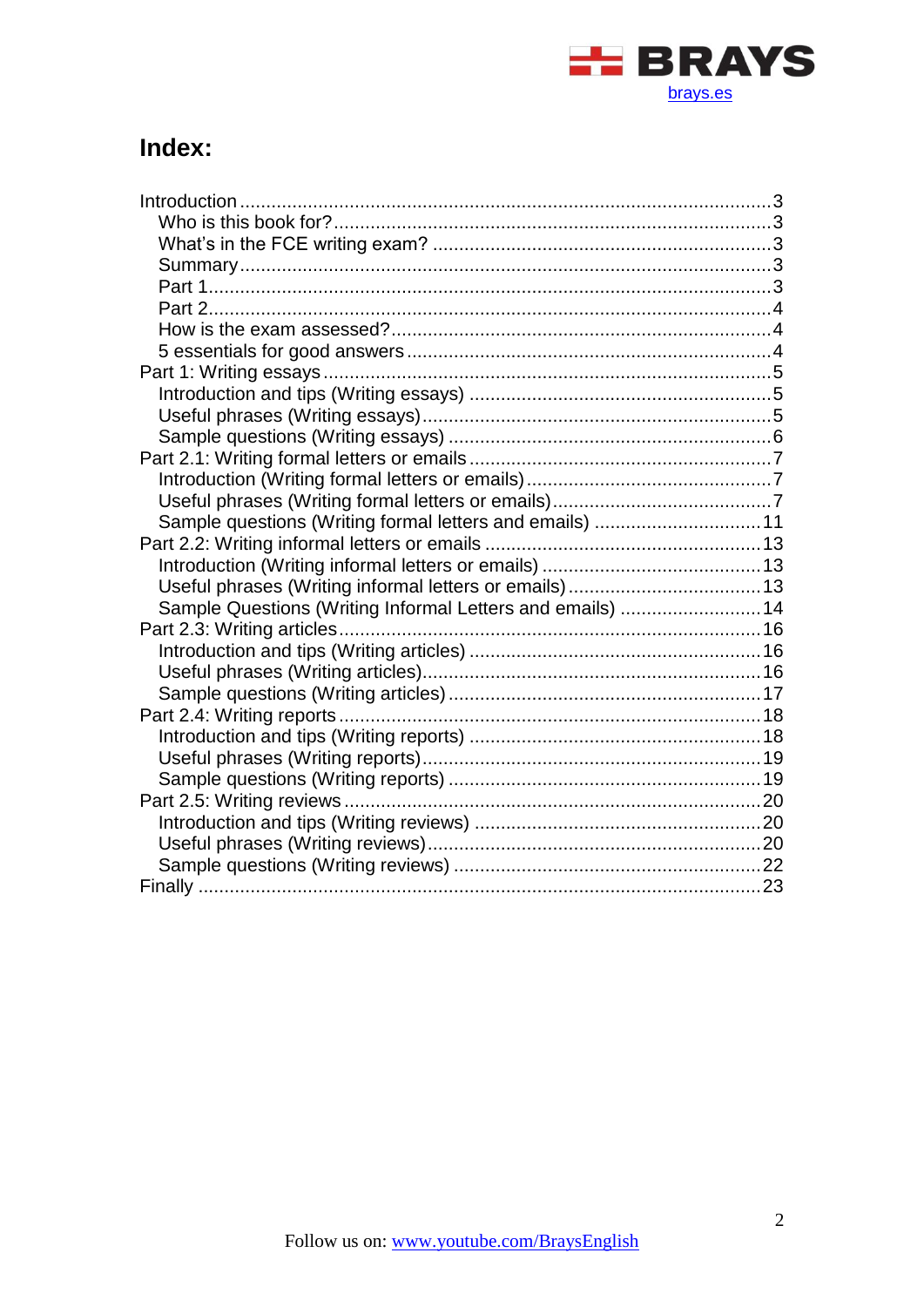## Index:

- Introduction .......... 3
  - Who is this book for? .......... 3
  - What's in the FCE writing exam? .......... 3
  - Summary .......... 3
  - Part 1 .......... 3
  - Part 2 .......... 4
  - How is the exam assessed? .......... 4
  - 5 essentials for good answers .......... 4
- Part 1: Writing essays .......... 5
  - Introduction and tips (Writing essays) .......... 5
  - Useful phrases (Writing essays) .......... 5
  - Sample questions (Writing essays) .......... 6
- Part 2.1: Writing formal letters or emails .......... 7
  - Introduction (Writing formal letters or emails) .......... 7
  - Useful phrases (Writing formal letters or emails) .......... 7
  - Sample questions (Writing formal letters and emails) .......... 11
- Part 2.2: Writing informal letters or emails .......... 13
  - Introduction (Writing informal letters or emails) .......... 13
  - Useful phrases (Writing informal letters or emails) .......... 13
  - Sample Questions (Writing Informal Letters and emails) .......... 14
- Part 2.3: Writing articles .......... 16
  - Introduction and tips (Writing articles) .......... 16
  - Useful phrases (Writing articles) .......... 16
  - Sample questions (Writing articles) .......... 17
- Part 2.4: Writing reports .......... 18
  - Introduction and tips (Writing reports) .......... 18
  - Useful phrases (Writing reports) .......... 19
  - Sample questions (Writing reports) .......... 19
- Part 2.5: Writing reviews .......... 20
  - Introduction and tips (Writing reviews) .......... 20
  - Useful phrases (Writing reviews) .......... 20
  - Sample questions (Writing reviews) .......... 22
- Finally .......... 23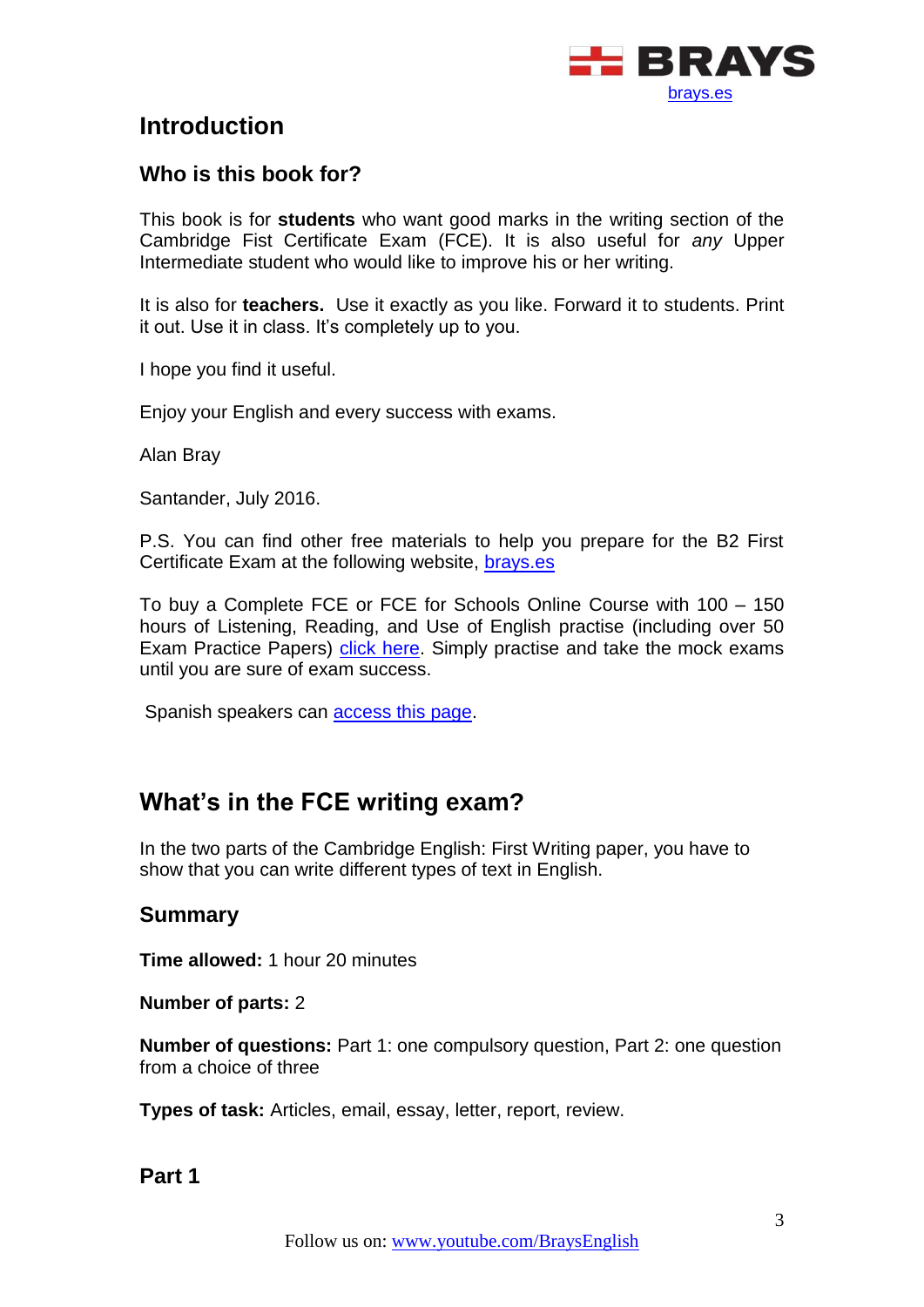## Introduction

### Who is this book for?

This book is for **students** who want good marks in the writing section of the Cambridge Fist Certificate Exam (FCE). It is also useful for *any* Upper Intermediate student who would like to improve his or her writing.

It is also for **teachers.** Use it exactly as you like. Forward it to students. Print it out. Use it in class. It's completely up to you.

I hope you find it useful.

Enjoy your English and every success with exams.

Alan Bray

Santander, July 2016.

P.S. You can find other free materials to help you prepare for the B2 First Certificate Exam at the following website, brays.es

To buy a Complete FCE or FCE for Schools Online Course with 100 – 150 hours of Listening, Reading, and Use of English practise (including over 50 Exam Practice Papers) click here. Simply practise and take the mock exams until you are sure of exam success.

Spanish speakers can access this page.

## What's in the FCE writing exam?

In the two parts of the Cambridge English: First Writing paper, you have to show that you can write different types of text in English.

### Summary

**Time allowed:** 1 hour 20 minutes

**Number of parts:** 2

**Number of questions:** Part 1: one compulsory question, Part 2: one question from a choice of three

**Types of task:** Articles, email, essay, letter, report, review.

### Part 1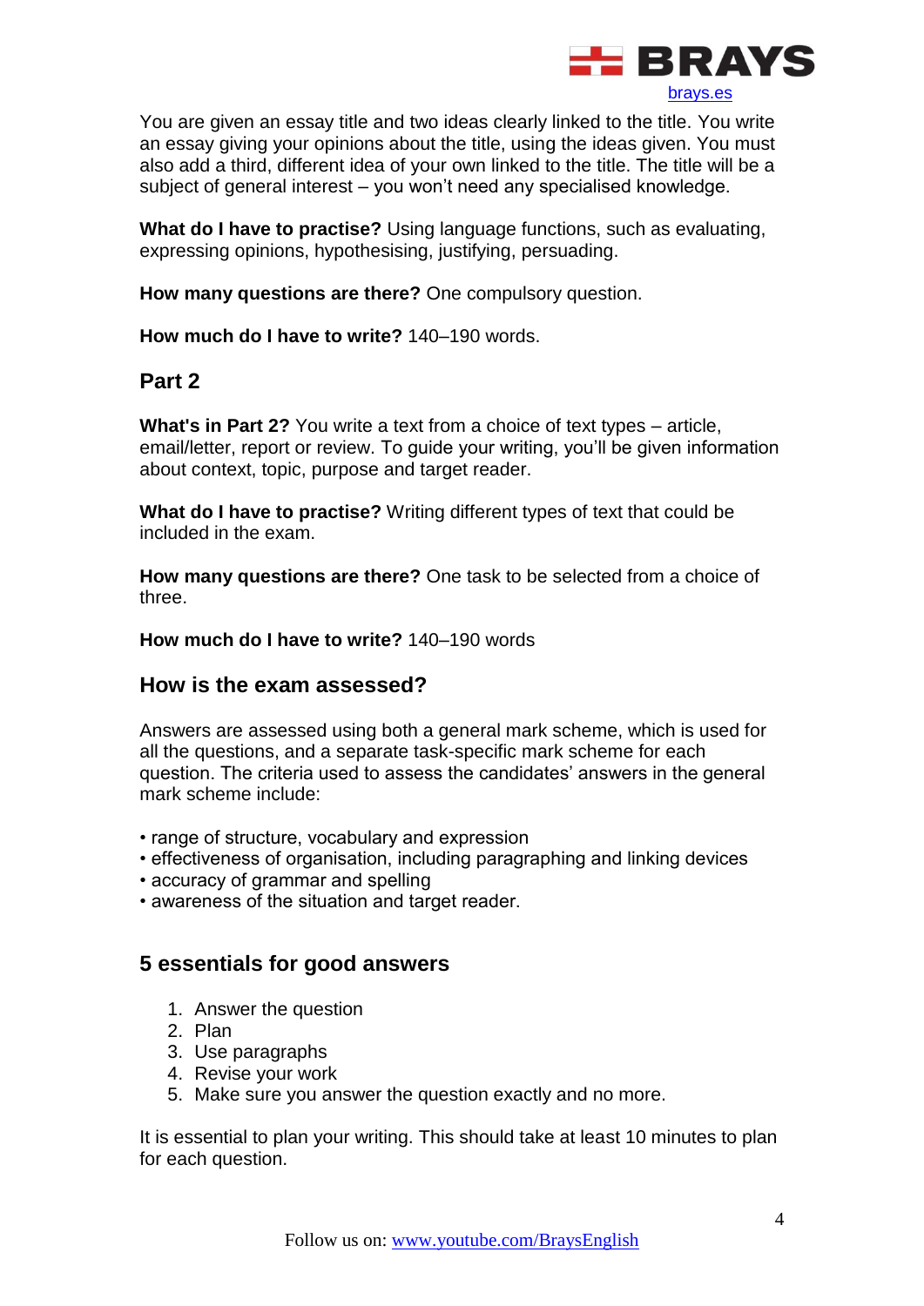You are given an essay title and two ideas clearly linked to the title. You write an essay giving your opinions about the title, using the ideas given. You must also add a third, different idea of your own linked to the title. The title will be a subject of general interest – you won't need any specialised knowledge.

**What do I have to practise?** Using language functions, such as evaluating, expressing opinions, hypothesising, justifying, persuading.

**How many questions are there?** One compulsory question.

**How much do I have to write?** 140–190 words.

## Part 2

**What's in Part 2?** You write a text from a choice of text types – article, email/letter, report or review. To guide your writing, you'll be given information about context, topic, purpose and target reader.

**What do I have to practise?** Writing different types of text that could be included in the exam.

**How many questions are there?** One task to be selected from a choice of three.

**How much do I have to write?** 140–190 words

## How is the exam assessed?

Answers are assessed using both a general mark scheme, which is used for all the questions, and a separate task-specific mark scheme for each question. The criteria used to assess the candidates' answers in the general mark scheme include:

- range of structure, vocabulary and expression
- effectiveness of organisation, including paragraphing and linking devices
- accuracy of grammar and spelling
- awareness of the situation and target reader.

## 5 essentials for good answers

1. Answer the question
2. Plan
3. Use paragraphs
4. Revise your work
5. Make sure you answer the question exactly and no more.

It is essential to plan your writing. This should take at least 10 minutes to plan for each question.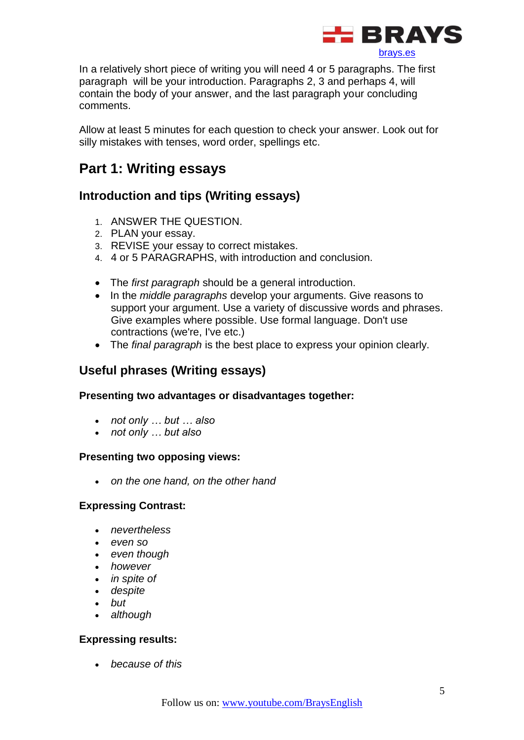In a relatively short piece of writing you will need 4 or 5 paragraphs. The first paragraph will be your introduction. Paragraphs 2, 3 and perhaps 4, will contain the body of your answer, and the last paragraph your concluding comments.

Allow at least 5 minutes for each question to check your answer. Look out for silly mistakes with tenses, word order, spellings etc.

## Part 1: Writing essays

### Introduction and tips (Writing essays)

1. ANSWER THE QUESTION.
2. PLAN your essay.
3. REVISE your essay to correct mistakes.
4. 4 or 5 PARAGRAPHS, with introduction and conclusion.

- The *first paragraph* should be a general introduction.
- In the *middle paragraphs* develop your arguments. Give reasons to support your argument. Use a variety of discussive words and phrases. Give examples where possible. Use formal language. Don't use contractions (we're, I've etc.)
- The *final paragraph* is the best place to express your opinion clearly.

### Useful phrases (Writing essays)

**Presenting two advantages or disadvantages together:**

- *not only … but … also*
- *not only … but also*

**Presenting two opposing views:**

- *on the one hand, on the other hand*

**Expressing Contrast:**

- *nevertheless*
- *even so*
- *even though*
- *however*
- *in spite of*
- *despite*
- *but*
- *although*

**Expressing results:**

- *because of this*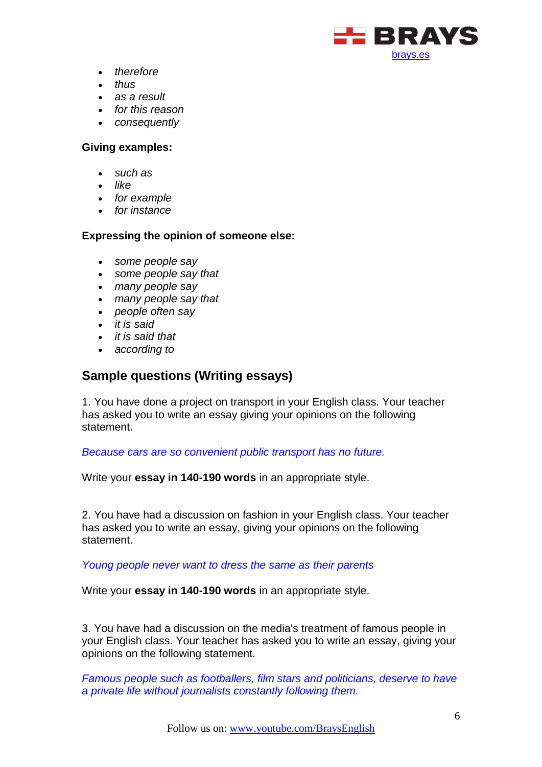- *therefore*
- *thus*
- *as a result*
- *for this reason*
- *consequently*

**Giving examples:**

- *such as*
- *like*
- *for example*
- *for instance*

**Expressing the opinion of someone else:**

- *some people say*
- *some people say that*
- *many people say*
- *many people say that*
- *people often say*
- *it is said*
- *it is said that*
- *according to*

## Sample questions (Writing essays)

1. You have done a project on transport in your English class. Your teacher has asked you to write an essay giving your opinions on the following statement.

*Because cars are so convenient public transport has no future.*

Write your **essay in 140-190 words** in an appropriate style.

2. You have had a discussion on fashion in your English class. Your teacher has asked you to write an essay, giving your opinions on the following statement.

*Young people never want to dress the same as their parents*

Write your **essay in 140-190 words** in an appropriate style.

3. You have had a discussion on the media's treatment of famous people in your English class. Your teacher has asked you to write an essay, giving your opinions on the following statement.

*Famous people such as footballers, film stars and politicians, deserve to have a private life without journalists constantly following them.*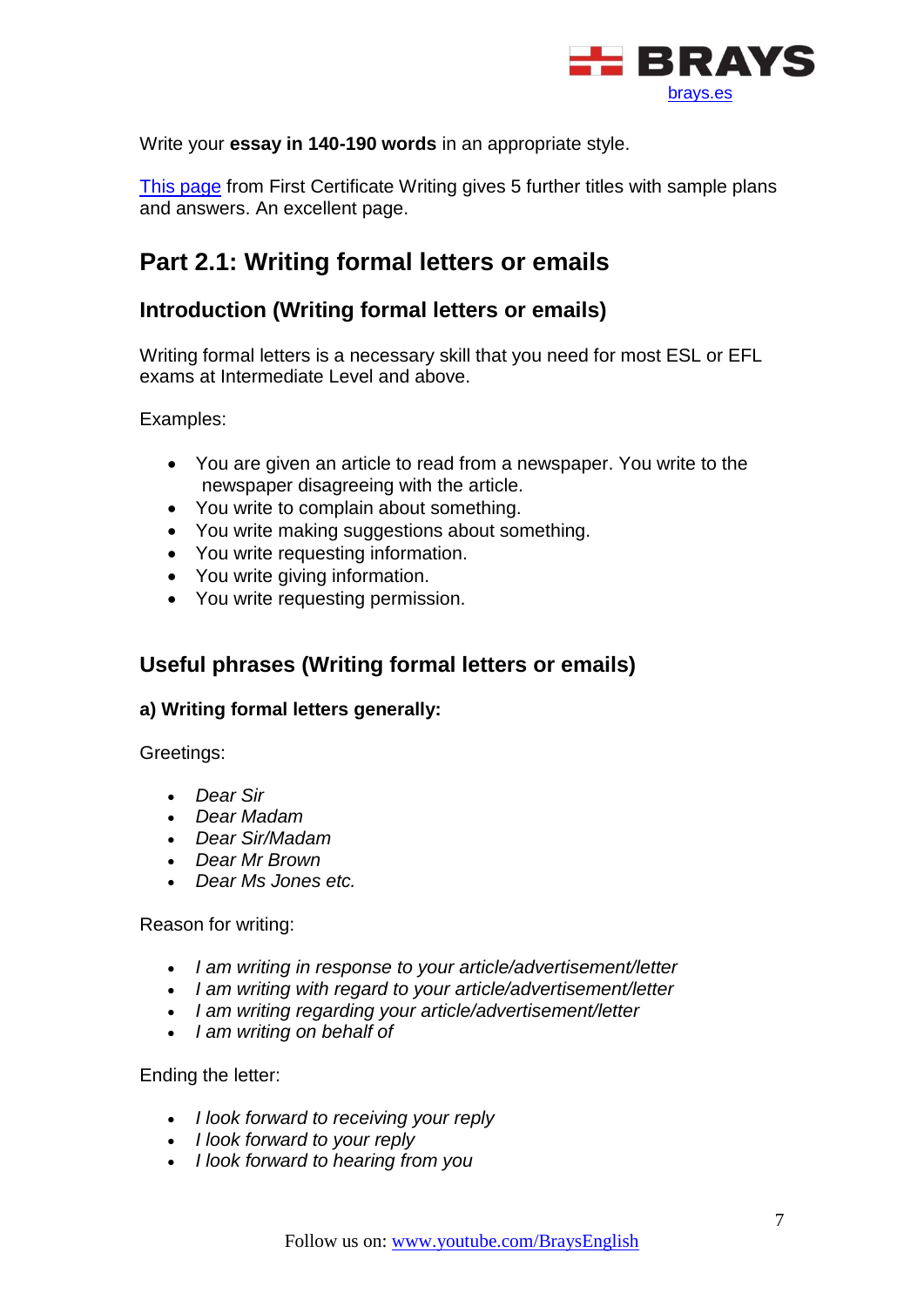Write your **essay in 140-190 words** in an appropriate style.

[This page](#) from First Certificate Writing gives 5 further titles with sample plans and answers. An excellent page.

## Part 2.1: Writing formal letters or emails

### Introduction (Writing formal letters or emails)

Writing formal letters is a necessary skill that you need for most ESL or EFL exams at Intermediate Level and above.

Examples:

- You are given an article to read from a newspaper. You write to the newspaper disagreeing with the article.
- You write to complain about something.
- You write making suggestions about something.
- You write requesting information.
- You write giving information.
- You write requesting permission.

### Useful phrases (Writing formal letters or emails)

**a) Writing formal letters generally:**

Greetings:

- *Dear Sir*
- *Dear Madam*
- *Dear Sir/Madam*
- *Dear Mr Brown*
- *Dear Ms Jones etc.*

Reason for writing:

- *I am writing in response to your article/advertisement/letter*
- *I am writing with regard to your article/advertisement/letter*
- *I am writing regarding your article/advertisement/letter*
- *I am writing on behalf of*

Ending the letter:

- *I look forward to receiving your reply*
- *I look forward to your reply*
- *I look forward to hearing from you*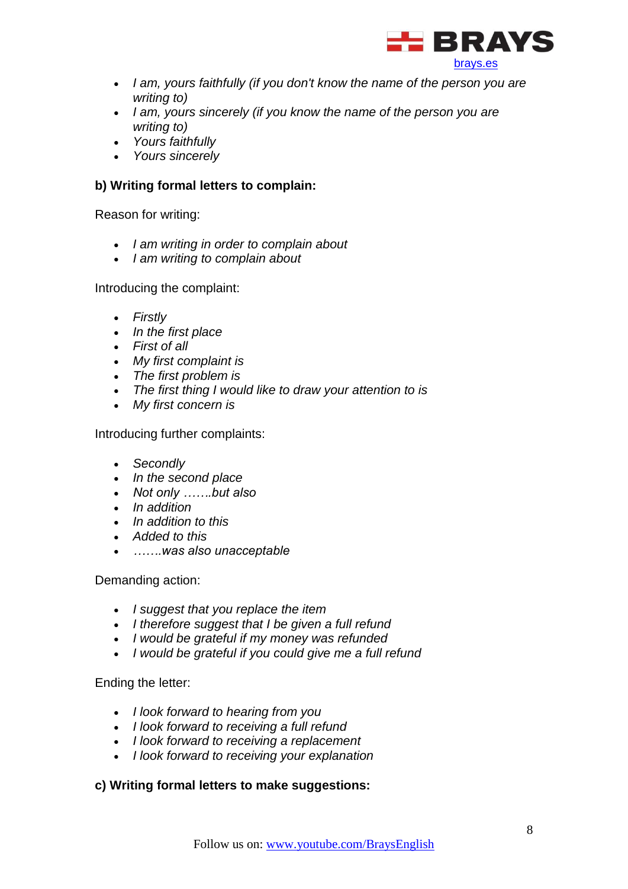- *I am, yours faithfully (if you don't know the name of the person you are writing to)*
- *I am, yours sincerely (if you know the name of the person you are writing to)*
- *Yours faithfully*
- *Yours sincerely*

**b) Writing formal letters to complain:**

Reason for writing:

- *I am writing in order to complain about*
- *I am writing to complain about*

Introducing the complaint:

- *Firstly*
- *In the first place*
- *First of all*
- *My first complaint is*
- *The first problem is*
- *The first thing I would like to draw your attention to is*
- *My first concern is*

Introducing further complaints:

- *Secondly*
- *In the second place*
- *Not only …….but also*
- *In addition*
- *In addition to this*
- *Added to this*
- *…….was also unacceptable*

Demanding action:

- *I suggest that you replace the item*
- *I therefore suggest that I be given a full refund*
- *I would be grateful if my money was refunded*
- *I would be grateful if you could give me a full refund*

Ending the letter:

- *I look forward to hearing from you*
- *I look forward to receiving a full refund*
- *I look forward to receiving a replacement*
- *I look forward to receiving your explanation*

**c) Writing formal letters to make suggestions:**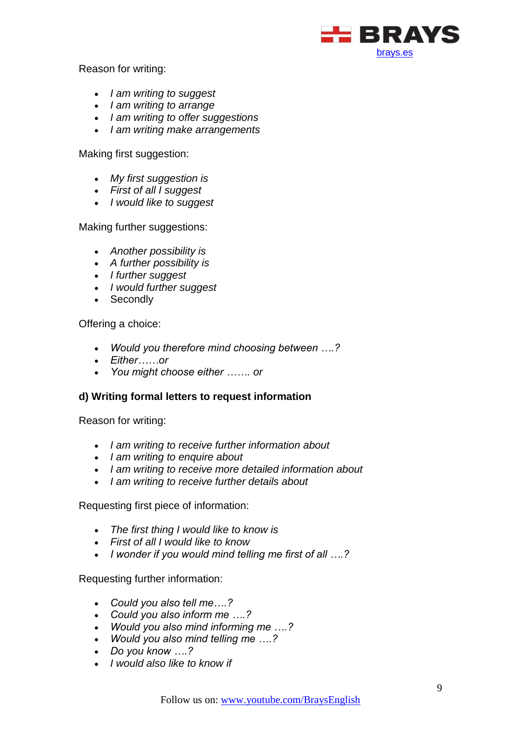Reason for writing:

- *I am writing to suggest*
- *I am writing to arrange*
- *I am writing to offer suggestions*
- *I am writing make arrangements*

Making first suggestion:

- *My first suggestion is*
- *First of all I suggest*
- *I would like to suggest*

Making further suggestions:

- *Another possibility is*
- *A further possibility is*
- *I further suggest*
- *I would further suggest*
- Secondly

Offering a choice:

- *Would you therefore mind choosing between ….?*
- *Either……or*
- *You might choose either ……. or*

**d) Writing formal letters to request information**

Reason for writing:

- *I am writing to receive further information about*
- *I am writing to enquire about*
- *I am writing to receive more detailed information about*
- *I am writing to receive further details about*

Requesting first piece of information:

- *The first thing I would like to know is*
- *First of all I would like to know*
- *I wonder if you would mind telling me first of all ….?*

Requesting further information:

- *Could you also tell me….?*
- *Could you also inform me ….?*
- *Would you also mind informing me ….?*
- *Would you also mind telling me ….?*
- *Do you know ….?*
- *I would also like to know if*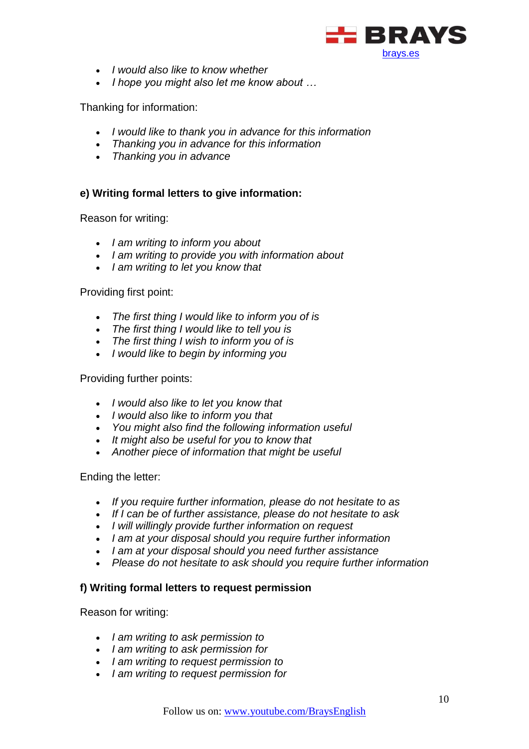- *I would also like to know whether*
- *I hope you might also let me know about …*

Thanking for information:

- *I would like to thank you in advance for this information*
- *Thanking you in advance for this information*
- *Thanking you in advance*

**e) Writing formal letters to give information:**

Reason for writing:

- *I am writing to inform you about*
- *I am writing to provide you with information about*
- *I am writing to let you know that*

Providing first point:

- *The first thing I would like to inform you of is*
- *The first thing I would like to tell you is*
- *The first thing I wish to inform you of is*
- *I would like to begin by informing you*

Providing further points:

- *I would also like to let you know that*
- *I would also like to inform you that*
- *You might also find the following information useful*
- *It might also be useful for you to know that*
- *Another piece of information that might be useful*

Ending the letter:

- *If you require further information, please do not hesitate to as*
- *If I can be of further assistance, please do not hesitate to ask*
- *I will willingly provide further information on request*
- *I am at your disposal should you require further information*
- *I am at your disposal should you need further assistance*
- *Please do not hesitate to ask should you require further information*

**f) Writing formal letters to request permission**

Reason for writing:

- *I am writing to ask permission to*
- *I am writing to ask permission for*
- *I am writing to request permission to*
- *I am writing to request permission for*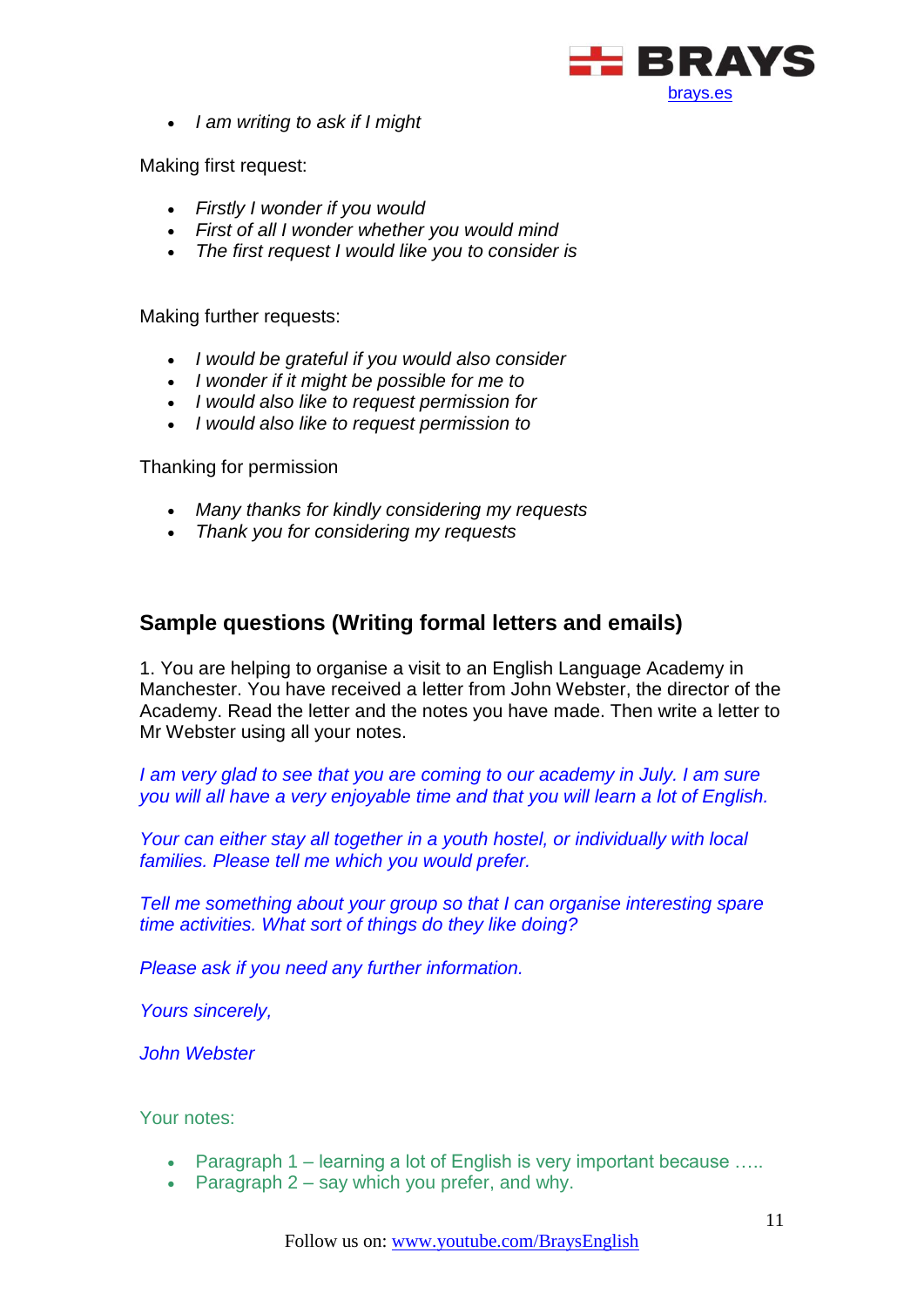- *I am writing to ask if I might*

Making first request:

- *Firstly I wonder if you would*
- *First of all I wonder whether you would mind*
- *The first request I would like you to consider is*

Making further requests:

- *I would be grateful if you would also consider*
- *I wonder if it might be possible for me to*
- *I would also like to request permission for*
- *I would also like to request permission to*

Thanking for permission

- *Many thanks for kindly considering my requests*
- *Thank you for considering my requests*

## Sample questions (Writing formal letters and emails)

1. You are helping to organise a visit to an English Language Academy in Manchester. You have received a letter from John Webster, the director of the Academy. Read the letter and the notes you have made. Then write a letter to Mr Webster using all your notes.

*I am very glad to see that you are coming to our academy in July. I am sure you will all have a very enjoyable time and that you will learn a lot of English.*

*Your can either stay all together in a youth hostel, or individually with local families. Please tell me which you would prefer.*

*Tell me something about your group so that I can organise interesting spare time activities. What sort of things do they like doing?*

*Please ask if you need any further information.*

*Yours sincerely,*

*John Webster*

Your notes:

- Paragraph 1 – learning a lot of English is very important because …..
- Paragraph 2 – say which you prefer, and why.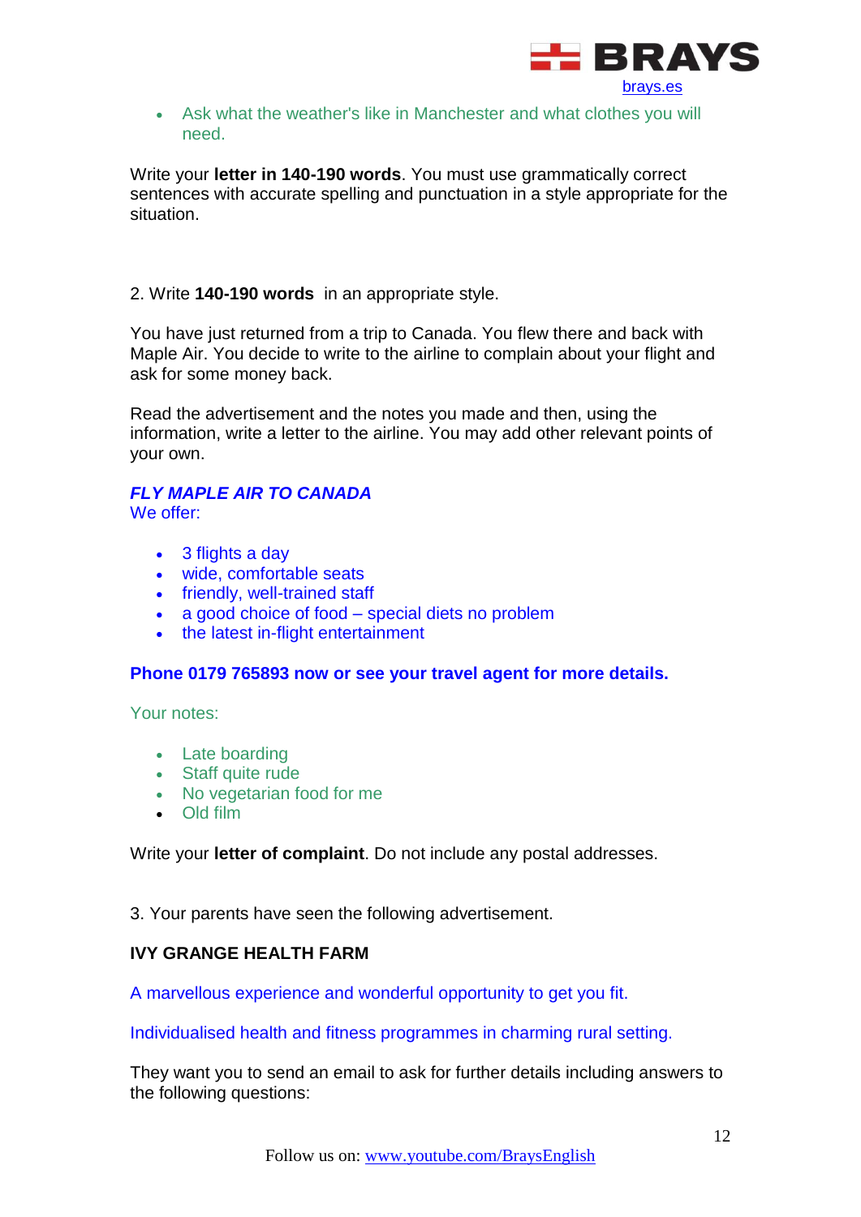- Ask what the weather's like in Manchester and what clothes you will need.

Write your **letter in 140-190 words**. You must use grammatically correct sentences with accurate spelling and punctuation in a style appropriate for the situation.

2. Write **140-190 words** in an appropriate style.

You have just returned from a trip to Canada. You flew there and back with Maple Air. You decide to write to the airline to complain about your flight and ask for some money back.

Read the advertisement and the notes you made and then, using the information, write a letter to the airline. You may add other relevant points of your own.

***FLY MAPLE AIR TO CANADA***
We offer:

- 3 flights a day
- wide, comfortable seats
- friendly, well-trained staff
- a good choice of food – special diets no problem
- the latest in-flight entertainment

**Phone 0179 765893 now or see your travel agent for more details.**

Your notes:

- Late boarding
- Staff quite rude
- No vegetarian food for me
- Old film

Write your **letter of complaint**. Do not include any postal addresses.

3. Your parents have seen the following advertisement.

**IVY GRANGE HEALTH FARM**

A marvellous experience and wonderful opportunity to get you fit.

Individualised health and fitness programmes in charming rural setting.

They want you to send an email to ask for further details including answers to the following questions: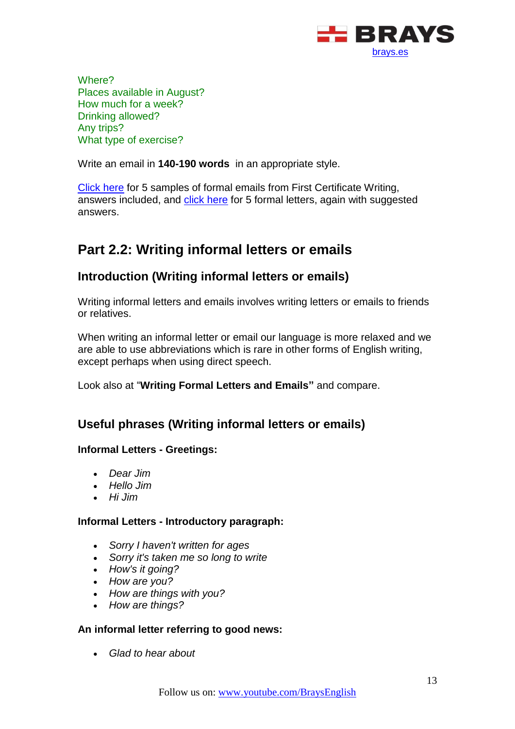Where?
Places available in August?
How much for a week?
Drinking allowed?
Any trips?
What type of exercise?

Write an email in **140-190 words** in an appropriate style.

Click here for 5 samples of formal emails from First Certificate Writing, answers included, and click here for 5 formal letters, again with suggested answers.

## Part 2.2: Writing informal letters or emails

### Introduction (Writing informal letters or emails)

Writing informal letters and emails involves writing letters or emails to friends or relatives.

When writing an informal letter or email our language is more relaxed and we are able to use abbreviations which is rare in other forms of English writing, except perhaps when using direct speech.

Look also at "**Writing Formal Letters and Emails"** and compare.

### Useful phrases (Writing informal letters or emails)

**Informal Letters - Greetings:**

- *Dear Jim*
- *Hello Jim*
- *Hi Jim*

**Informal Letters - Introductory paragraph:**

- *Sorry I haven't written for ages*
- *Sorry it's taken me so long to write*
- *How's it going?*
- *How are you?*
- *How are things with you?*
- *How are things?*

**An informal letter referring to good news:**

- *Glad to hear about*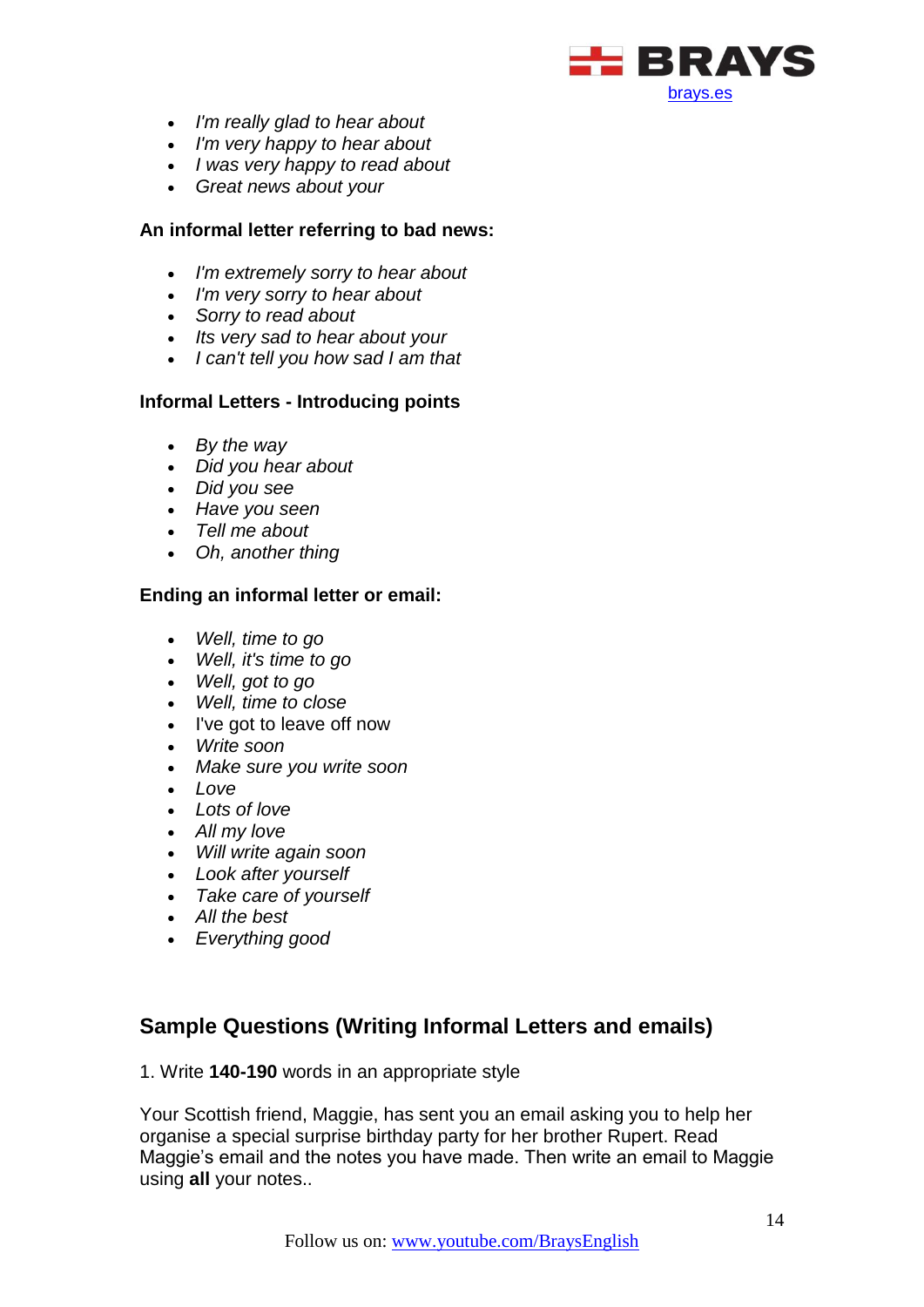- *I'm really glad to hear about*
- *I'm very happy to hear about*
- *I was very happy to read about*
- *Great news about your*

**An informal letter referring to bad news:**

- *I'm extremely sorry to hear about*
- *I'm very sorry to hear about*
- *Sorry to read about*
- *Its very sad to hear about your*
- *I can't tell you how sad I am that*

**Informal Letters - Introducing points**

- *By the way*
- *Did you hear about*
- *Did you see*
- *Have you seen*
- *Tell me about*
- *Oh, another thing*

**Ending an informal letter or email:**

- *Well, time to go*
- *Well, it's time to go*
- *Well, got to go*
- *Well, time to close*
- I've got to leave off now
- *Write soon*
- *Make sure you write soon*
- *Love*
- *Lots of love*
- *All my love*
- *Will write again soon*
- *Look after yourself*
- *Take care of yourself*
- *All the best*
- *Everything good*

## Sample Questions (Writing Informal Letters and emails)

1. Write **140-190** words in an appropriate style

Your Scottish friend, Maggie, has sent you an email asking you to help her organise a special surprise birthday party for her brother Rupert. Read Maggie's email and the notes you have made. Then write an email to Maggie using **all** your notes..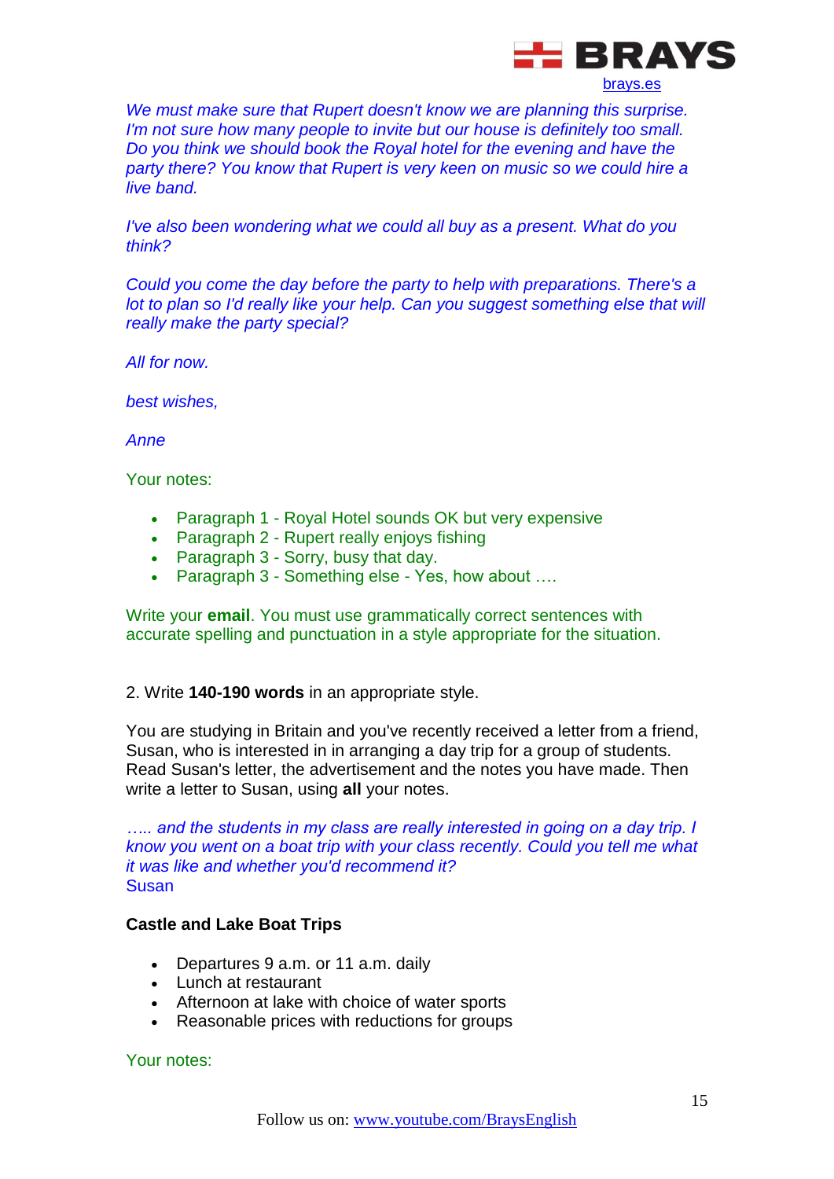*We must make sure that Rupert doesn't know we are planning this surprise. I'm not sure how many people to invite but our house is definitely too small. Do you think we should book the Royal hotel for the evening and have the party there? You know that Rupert is very keen on music so we could hire a live band.*

*I've also been wondering what we could all buy as a present. What do you think?*

*Could you come the day before the party to help with preparations. There's a lot to plan so I'd really like your help. Can you suggest something else that will really make the party special?*

*All for now.*

*best wishes,*

*Anne*

Your notes:

- Paragraph 1 - Royal Hotel sounds OK but very expensive
- Paragraph 2 - Rupert really enjoys fishing
- Paragraph 3 - Sorry, busy that day.
- Paragraph 3 - Something else - Yes, how about ….

Write your **email**. You must use grammatically correct sentences with accurate spelling and punctuation in a style appropriate for the situation.

2. Write **140-190 words** in an appropriate style.

You are studying in Britain and you've recently received a letter from a friend, Susan, who is interested in in arranging a day trip for a group of students. Read Susan's letter, the advertisement and the notes you have made. Then write a letter to Susan, using **all** your notes.

*….. and the students in my class are really interested in going on a day trip. I know you went on a boat trip with your class recently. Could you tell me what it was like and whether you'd recommend it?*
Susan

**Castle and Lake Boat Trips**

- Departures 9 a.m. or 11 a.m. daily
- Lunch at restaurant
- Afternoon at lake with choice of water sports
- Reasonable prices with reductions for groups

Your notes: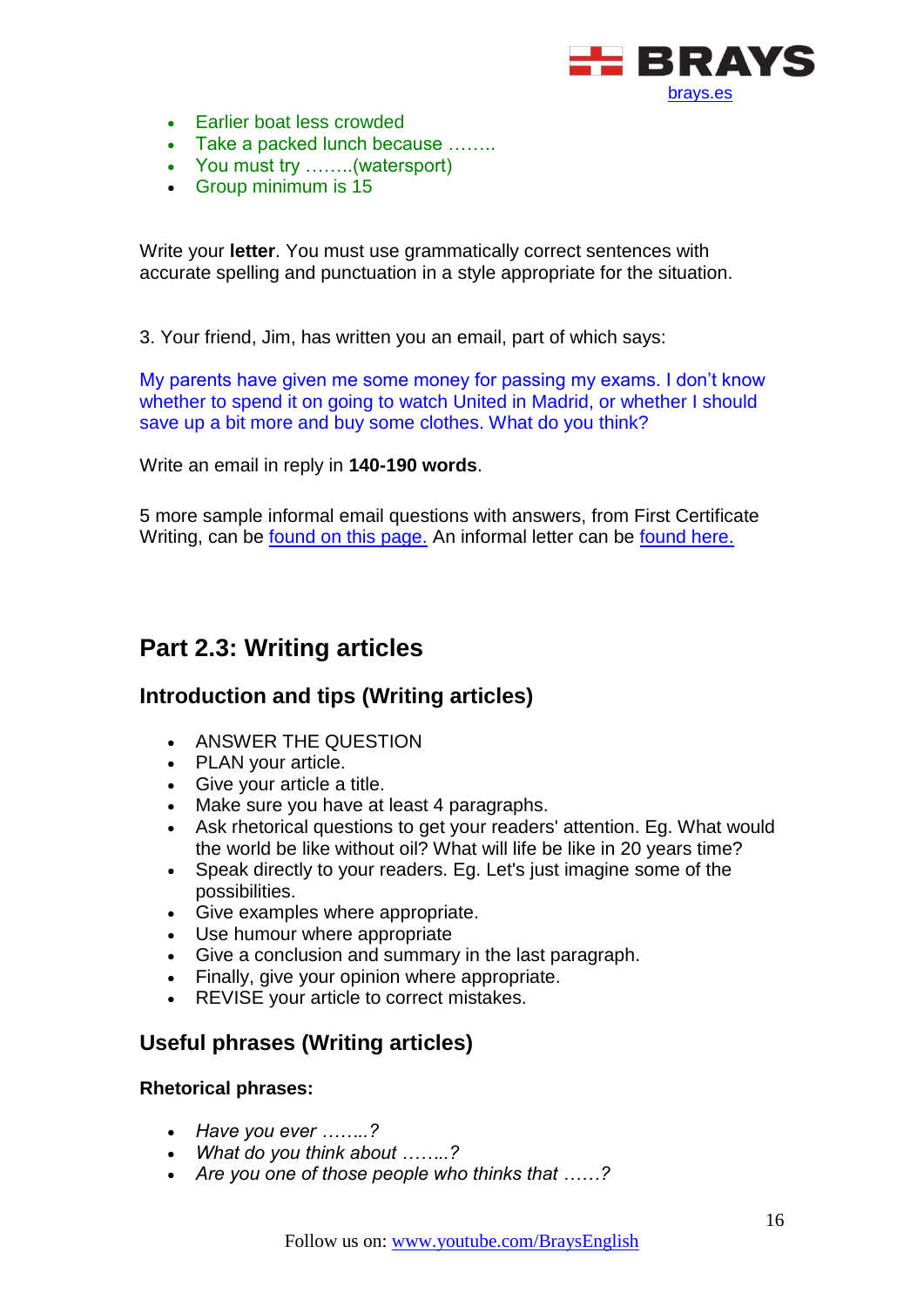- Earlier boat less crowded
- Take a packed lunch because ……..
- You must try ……..(watersport)
- Group minimum is 15

Write your **letter**. You must use grammatically correct sentences with accurate spelling and punctuation in a style appropriate for the situation.

3. Your friend, Jim, has written you an email, part of which says:

My parents have given me some money for passing my exams. I don't know whether to spend it on going to watch United in Madrid, or whether I should save up a bit more and buy some clothes. What do you think?

Write an email in reply in **140-190 words**.

5 more sample informal email questions with answers, from First Certificate Writing, can be found on this page. An informal letter can be found here.

## Part 2.3: Writing articles

### Introduction and tips (Writing articles)

- ANSWER THE QUESTION
- PLAN your article.
- Give your article a title.
- Make sure you have at least 4 paragraphs.
- Ask rhetorical questions to get your readers' attention. Eg. What would the world be like without oil? What will life be like in 20 years time?
- Speak directly to your readers. Eg. Let's just imagine some of the possibilities.
- Give examples where appropriate.
- Use humour where appropriate
- Give a conclusion and summary in the last paragraph.
- Finally, give your opinion where appropriate.
- REVISE your article to correct mistakes.

### Useful phrases (Writing articles)

**Rhetorical phrases:**

- *Have you ever ……..?*
- *What do you think about ……..?*
- *Are you one of those people who thinks that ……?*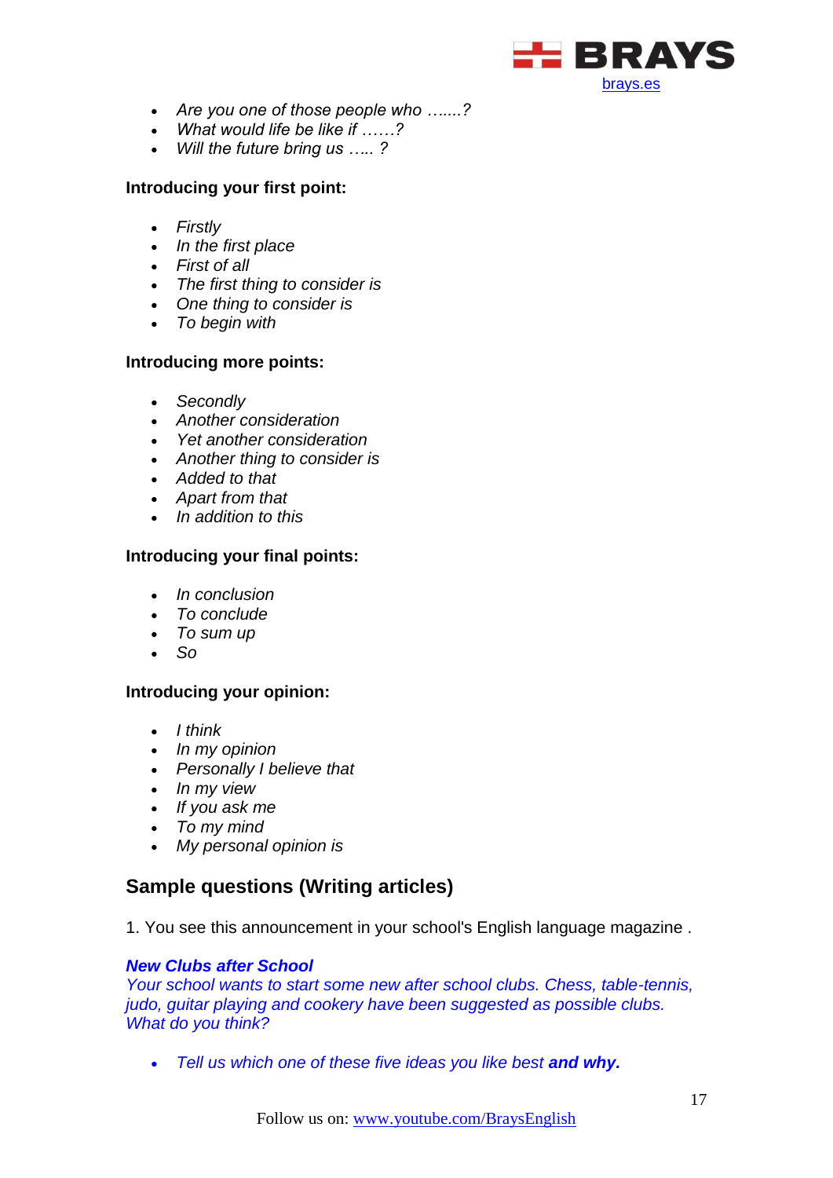- *Are you one of those people who …....?*
- *What would life be like if ……?*
- *Will the future bring us ….. ?*

**Introducing your first point:**

- *Firstly*
- *In the first place*
- *First of all*
- *The first thing to consider is*
- *One thing to consider is*
- *To begin with*

**Introducing more points:**

- *Secondly*
- *Another consideration*
- *Yet another consideration*
- *Another thing to consider is*
- *Added to that*
- *Apart from that*
- *In addition to this*

**Introducing your final points:**

- *In conclusion*
- *To conclude*
- *To sum up*
- *So*

**Introducing your opinion:**

- *I think*
- *In my opinion*
- *Personally I believe that*
- *In my view*
- *If you ask me*
- *To my mind*
- *My personal opinion is*

## Sample questions (Writing articles)

1. You see this announcement in your school's English language magazine .

***New Clubs after School***
*Your school wants to start some new after school clubs. Chess, table-tennis, judo, guitar playing and cookery have been suggested as possible clubs. What do you think?*

- *Tell us which one of these five ideas you like best* ***and why.***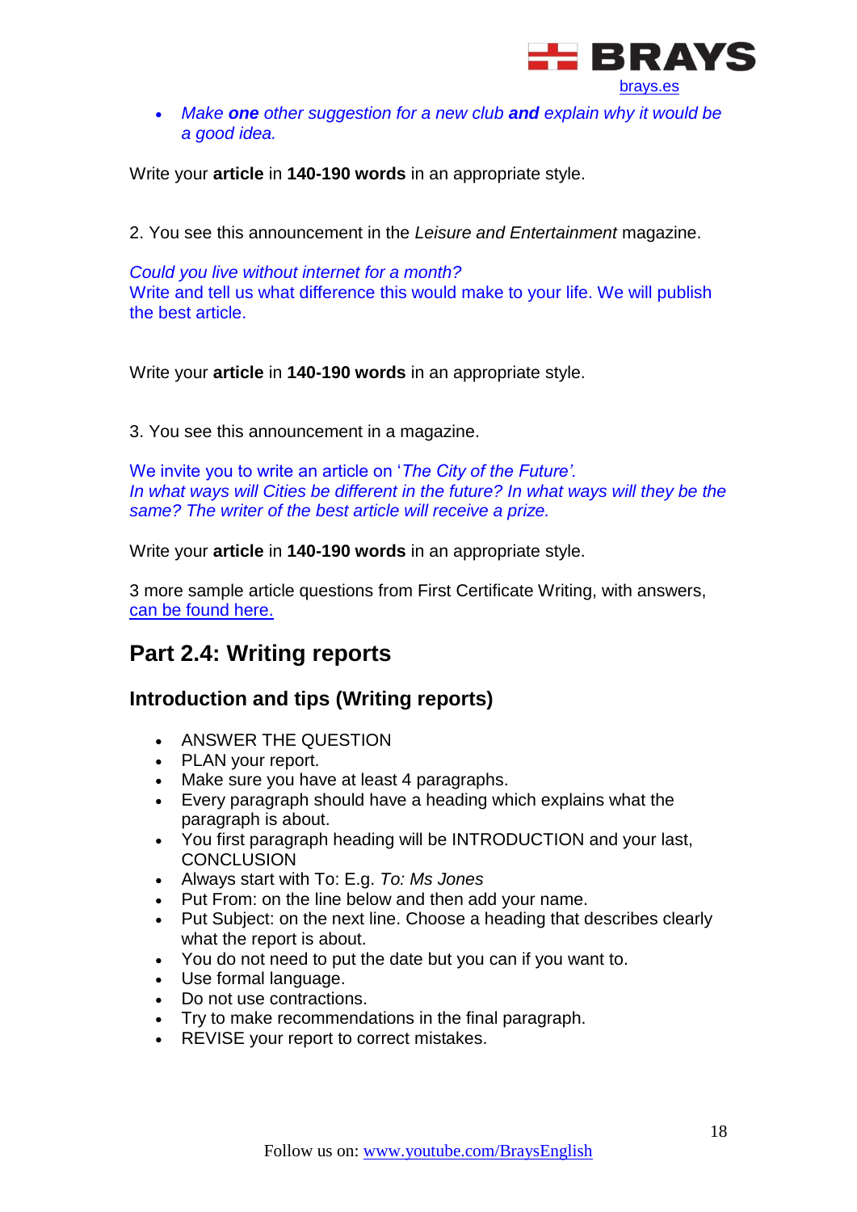- *Make **one** other suggestion for a new club **and** explain why it would be a good idea.*

Write your **article** in **140-190 words** in an appropriate style.

2. You see this announcement in the *Leisure and Entertainment* magazine.

*Could you live without internet for a month?*
Write and tell us what difference this would make to your life. We will publish the best article.

Write your **article** in **140-190 words** in an appropriate style.

3. You see this announcement in a magazine.

We invite you to write an article on '*The City of the Future'.*
*In what ways will Cities be different in the future? In what ways will they be the same? The writer of the best article will receive a prize.*

Write your **article** in **140-190 words** in an appropriate style.

3 more sample article questions from First Certificate Writing, with answers, can be found here.

## Part 2.4: Writing reports

### Introduction and tips (Writing reports)

- ANSWER THE QUESTION
- PLAN your report.
- Make sure you have at least 4 paragraphs.
- Every paragraph should have a heading which explains what the paragraph is about.
- You first paragraph heading will be INTRODUCTION and your last, CONCLUSION
- Always start with To: E.g. *To: Ms Jones*
- Put From: on the line below and then add your name.
- Put Subject: on the next line. Choose a heading that describes clearly what the report is about.
- You do not need to put the date but you can if you want to.
- Use formal language.
- Do not use contractions.
- Try to make recommendations in the final paragraph.
- REVISE your report to correct mistakes.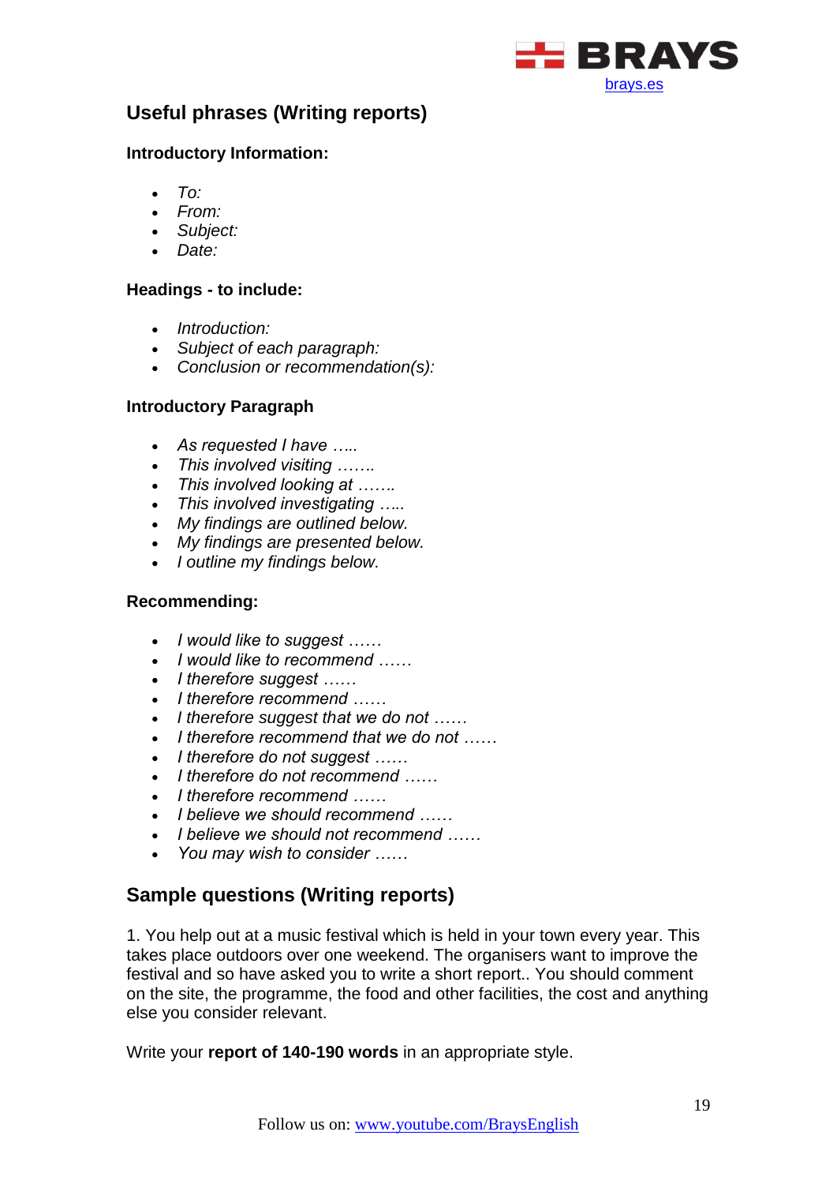## Useful phrases (Writing reports)

**Introductory Information:**

- *To:*
- *From:*
- *Subject:*
- *Date:*

**Headings - to include:**

- *Introduction:*
- *Subject of each paragraph:*
- *Conclusion or recommendation(s):*

**Introductory Paragraph**

- *As requested I have …..*
- *This involved visiting …….*
- *This involved looking at …….*
- *This involved investigating …..*
- *My findings are outlined below.*
- *My findings are presented below.*
- *I outline my findings below.*

**Recommending:**

- *I would like to suggest ……*
- *I would like to recommend ……*
- *I therefore suggest ……*
- *I therefore recommend ……*
- *I therefore suggest that we do not ……*
- *I therefore recommend that we do not ……*
- *I therefore do not suggest ……*
- *I therefore do not recommend ……*
- *I therefore recommend ……*
- *I believe we should recommend ……*
- *I believe we should not recommend ……*
- *You may wish to consider ……*

## Sample questions (Writing reports)

1. You help out at a music festival which is held in your town every year. This takes place outdoors over one weekend. The organisers want to improve the festival and so have asked you to write a short report.. You should comment on the site, the programme, the food and other facilities, the cost and anything else you consider relevant.

Write your **report of 140-190 words** in an appropriate style.

Follow us on: www.youtube.com/BraysEnglish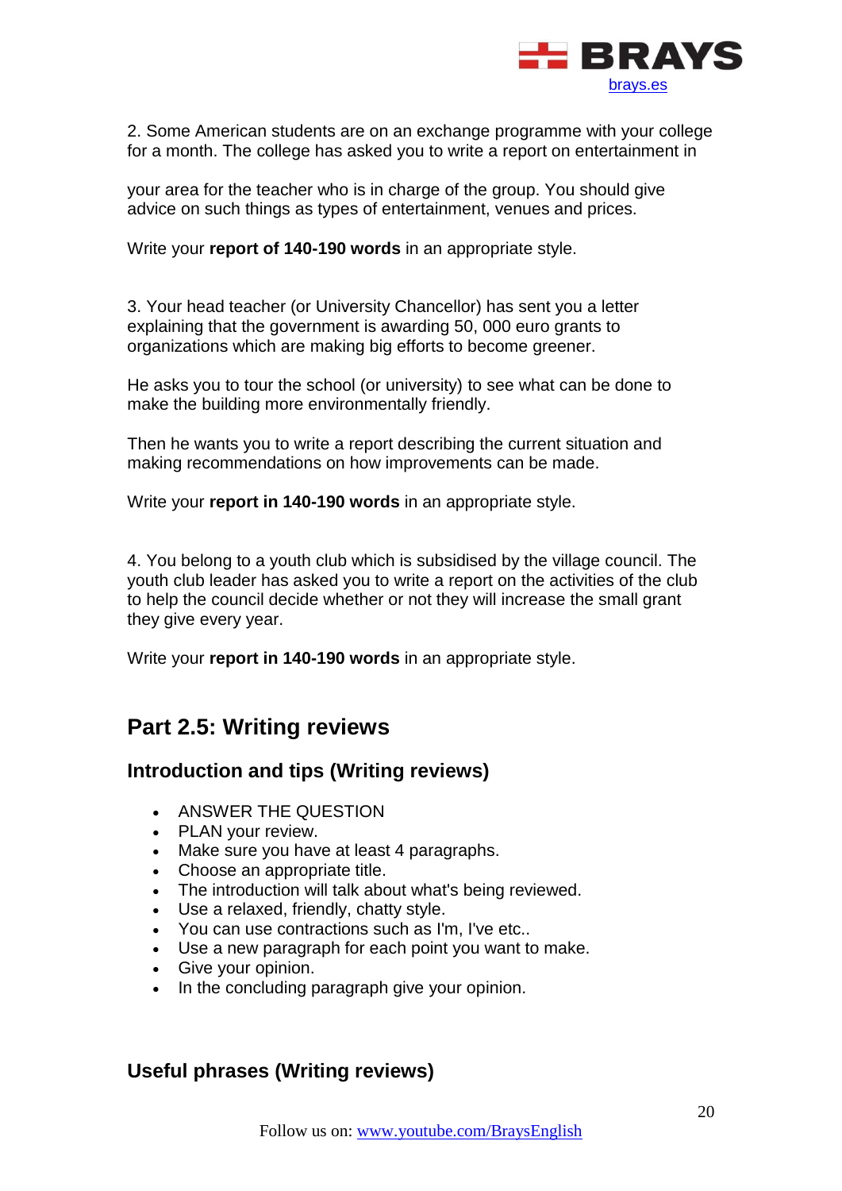2. Some American students are on an exchange programme with your college for a month. The college has asked you to write a report on entertainment in

your area for the teacher who is in charge of the group. You should give advice on such things as types of entertainment, venues and prices.

Write your **report of 140-190 words** in an appropriate style.

3. Your head teacher (or University Chancellor) has sent you a letter explaining that the government is awarding 50, 000 euro grants to organizations which are making big efforts to become greener.

He asks you to tour the school (or university) to see what can be done to make the building more environmentally friendly.

Then he wants you to write a report describing the current situation and making recommendations on how improvements can be made.

Write your **report in 140-190 words** in an appropriate style.

4. You belong to a youth club which is subsidised by the village council. The youth club leader has asked you to write a report on the activities of the club to help the council decide whether or not they will increase the small grant they give every year.

Write your **report in 140-190 words** in an appropriate style.

## Part 2.5: Writing reviews

### Introduction and tips (Writing reviews)

- ANSWER THE QUESTION
- PLAN your review.
- Make sure you have at least 4 paragraphs.
- Choose an appropriate title.
- The introduction will talk about what's being reviewed.
- Use a relaxed, friendly, chatty style.
- You can use contractions such as I'm, I've etc..
- Use a new paragraph for each point you want to make.
- Give your opinion.
- In the concluding paragraph give your opinion.

### Useful phrases (Writing reviews)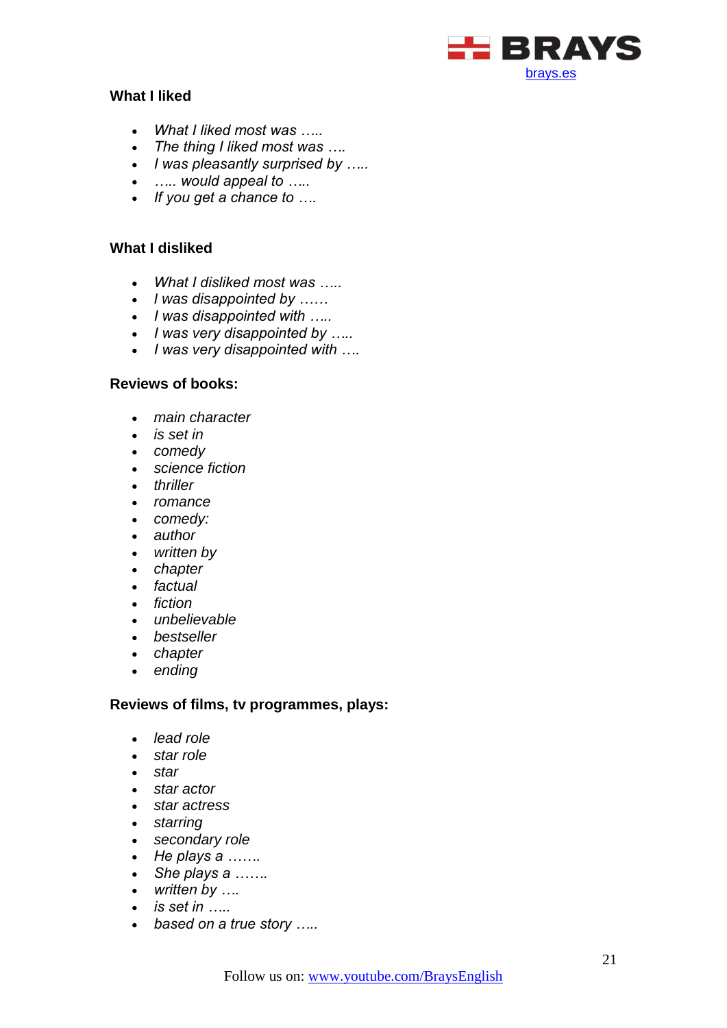### What I liked

- *What I liked most was …..*
- *The thing I liked most was ….*
- *I was pleasantly surprised by …..*
- *….. would appeal to …..*
- *If you get a chance to ….*

### What I disliked

- *What I disliked most was …..*
- *I was disappointed by ……*
- *I was disappointed with …..*
- *I was very disappointed by …..*
- *I was very disappointed with ….*

### Reviews of books:

- *main character*
- *is set in*
- *comedy*
- *science fiction*
- *thriller*
- *romance*
- *comedy:*
- *author*
- *written by*
- *chapter*
- *factual*
- *fiction*
- *unbelievable*
- *bestseller*
- *chapter*
- *ending*

### Reviews of films, tv programmes, plays:

- *lead role*
- *star role*
- *star*
- *star actor*
- *star actress*
- *starring*
- *secondary role*
- *He plays a …….*
- *She plays a …….*
- *written by ….*
- *is set in …..*
- *based on a true story …..*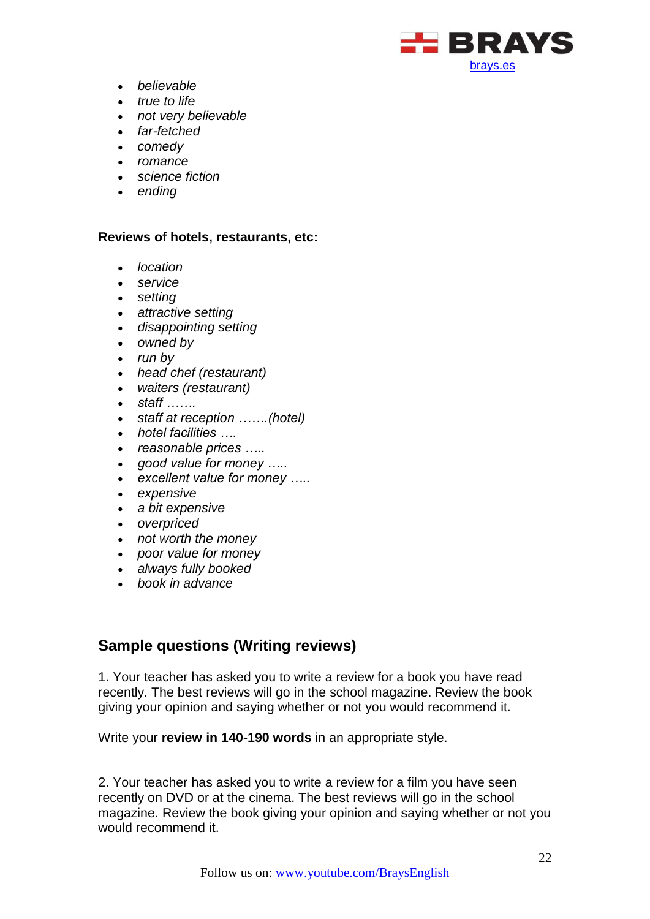- *believable*
- *true to life*
- *not very believable*
- *far-fetched*
- *comedy*
- *romance*
- *science fiction*
- *ending*

**Reviews of hotels, restaurants, etc:**

- *location*
- *service*
- *setting*
- *attractive setting*
- *disappointing setting*
- *owned by*
- *run by*
- *head chef (restaurant)*
- *waiters (restaurant)*
- *staff …….*
- *staff at reception …….(hotel)*
- *hotel facilities ….*
- *reasonable prices …..*
- *good value for money …..*
- *excellent value for money …..*
- *expensive*
- *a bit expensive*
- *overpriced*
- *not worth the money*
- *poor value for money*
- *always fully booked*
- *book in advance*

## Sample questions (Writing reviews)

1. Your teacher has asked you to write a review for a book you have read recently. The best reviews will go in the school magazine. Review the book giving your opinion and saying whether or not you would recommend it.

Write your **review in 140-190 words** in an appropriate style.

2. Your teacher has asked you to write a review for a film you have seen recently on DVD or at the cinema. The best reviews will go in the school magazine. Review the book giving your opinion and saying whether or not you would recommend it.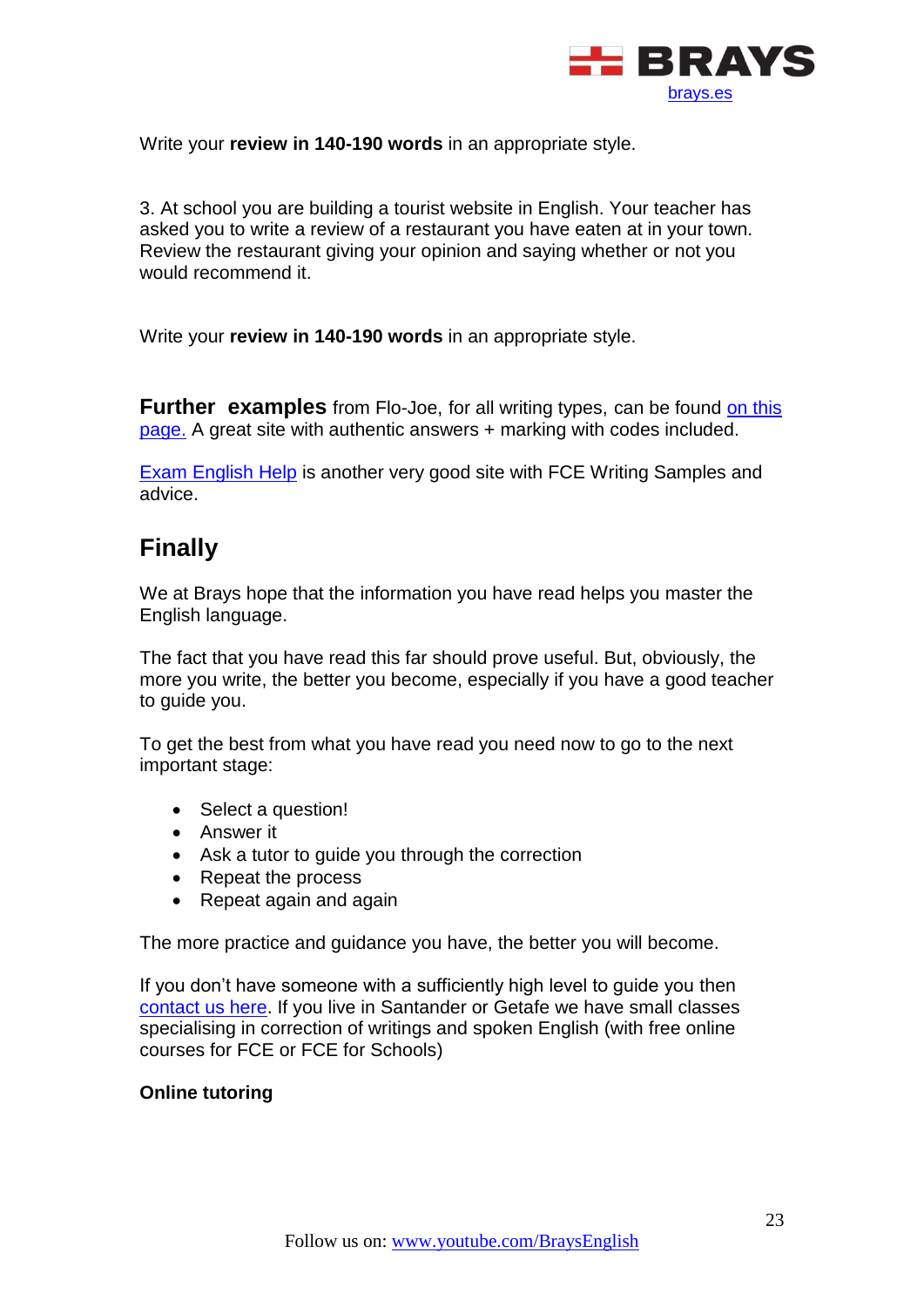Write your **review in 140-190 words** in an appropriate style.

3. At school you are building a tourist website in English. Your teacher has asked you to write a review of a restaurant you have eaten at in your town. Review the restaurant giving your opinion and saying whether or not you would recommend it.

Write your **review in 140-190 words** in an appropriate style.

**Further examples** from Flo-Joe, for all writing types, can be found on this page. A great site with authentic answers + marking with codes included.

Exam English Help is another very good site with FCE Writing Samples and advice.

## Finally

We at Brays hope that the information you have read helps you master the English language.

The fact that you have read this far should prove useful. But, obviously, the more you write, the better you become, especially if you have a good teacher to guide you.

To get the best from what you have read you need now to go to the next important stage:

- Select a question!
- Answer it
- Ask a tutor to guide you through the correction
- Repeat the process
- Repeat again and again

The more practice and guidance you have, the better you will become.

If you don't have someone with a sufficiently high level to guide you then contact us here. If you live in Santander or Getafe we have small classes specialising in correction of writings and spoken English (with free online courses for FCE or FCE for Schools)

**Online tutoring**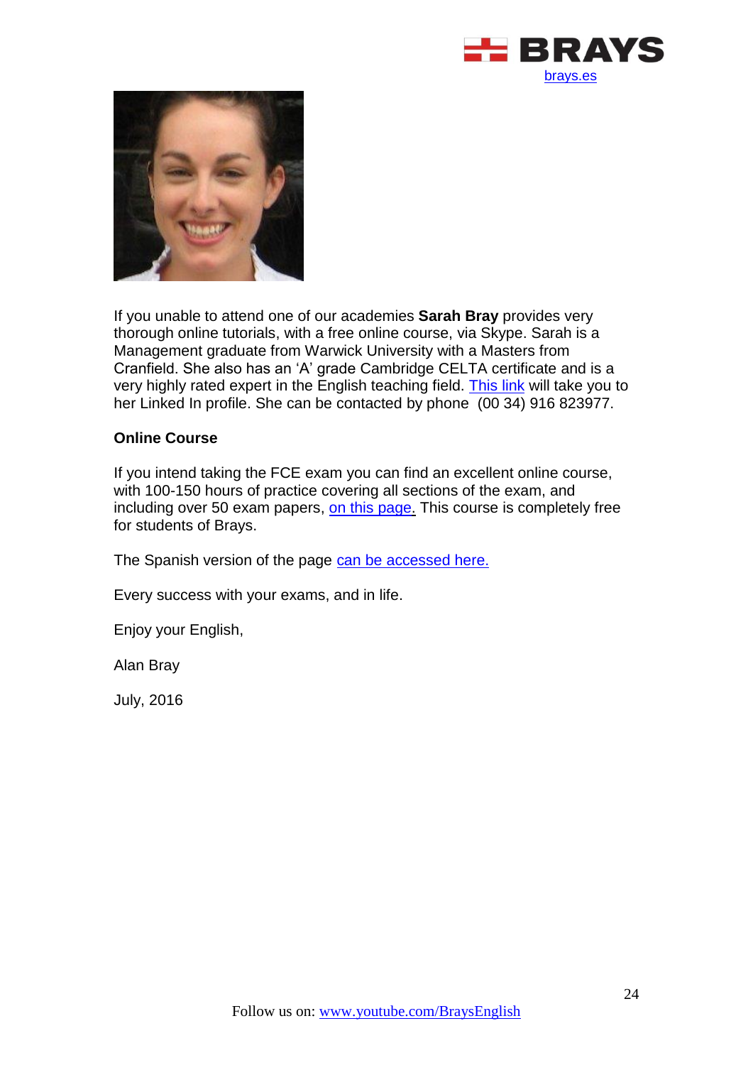If you unable to attend one of our academies **Sarah Bray** provides very thorough online tutorials, with a free online course, via Skype. Sarah is a Management graduate from Warwick University with a Masters from Cranfield. She also has an 'A' grade Cambridge CELTA certificate and is a very highly rated expert in the English teaching field. This link will take you to her Linked In profile. She can be contacted by phone (00 34) 916 823977.

**Online Course**

If you intend taking the FCE exam you can find an excellent online course, with 100-150 hours of practice covering all sections of the exam, and including over 50 exam papers, on this page. This course is completely free for students of Brays.

The Spanish version of the page can be accessed here.

Every success with your exams, and in life.

Enjoy your English,

Alan Bray

July, 2016